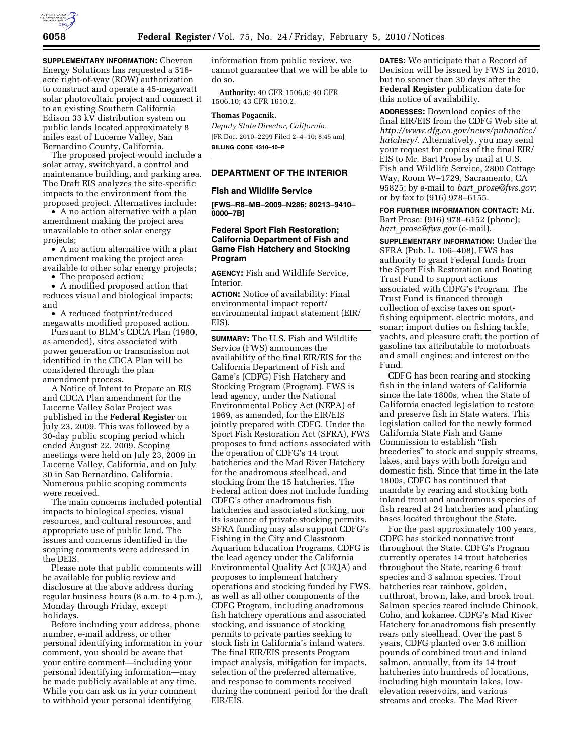**SUPPLEMENTARY INFORMATION:** Chevron Energy Solutions has requested a 516-acre right-of-way (ROW) authorization to construct and operate a 45-megawatt solar photovoltaic project and connect it to an existing Southern California Edison 33 kV distribution system on public lands located approximately 8 miles east of Lucerne Valley, San Bernardino County, California.

The proposed project would include a solar array, switchyard, a control and maintenance building, and parking area. The Draft EIS analyzes the site-specific impacts to the environment from the proposed project. Alternatives include:

- A no action alternative with a plan amendment making the project area unavailable to other solar energy projects;
- A no action alternative with a plan amendment making the project area available to other solar energy projects;
- The proposed action;
- A modified proposed action that reduces visual and biological impacts; and
- A reduced footprint/reduced megawatts modified proposed action.

Pursuant to BLM's CDCA Plan (1980, as amended), sites associated with power generation or transmission not identified in the CDCA Plan will be considered through the plan amendment process.

A Notice of Intent to Prepare an EIS and CDCA Plan amendment for the Lucerne Valley Solar Project was published in the **Federal Register** on July 23, 2009. This was followed by a 30-day public scoping period which ended August 22, 2009. Scoping meetings were held on July 23, 2009 in Lucerne Valley, California, and on July 30 in San Bernardino, California. Numerous public scoping comments were received.

The main concerns included potential impacts to biological species, visual resources, and cultural resources, and appropriate use of public land. The issues and concerns identified in the scoping comments were addressed in the DEIS.

Please note that public comments will be available for public review and disclosure at the above address during regular business hours (8 a.m. to 4 p.m.), Monday through Friday, except holidays.

Before including your address, phone number, e-mail address, or other personal identifying information in your comment, you should be aware that your entire comment—including your personal identifying information—may be made publicly available at any time. While you can ask us in your comment to withhold your personal identifying information from public review, we cannot guarantee that we will be able to do so.

**Authority:** 40 CFR 1506.6; 40 CFR 1506.10; 43 CFR 1610.2.

**Thomas Pogacnik,**

*Deputy State Director, California.*

[FR Doc. 2010–2299 Filed 2–4–10; 8:45 am]

**BILLING CODE 4310–40–P**

---

## DEPARTMENT OF THE INTERIOR

### Fish and Wildlife Service

**[FWS–R8–MB–2009–N286; 80213–9410–0000–7B]**

### Federal Sport Fish Restoration; California Department of Fish and Game Fish Hatchery and Stocking Program

**AGENCY:** Fish and Wildlife Service, Interior.

**ACTION:** Notice of availability: Final environmental impact report/ environmental impact statement (EIR/ EIS).

**SUMMARY:** The U.S. Fish and Wildlife Service (FWS) announces the availability of the final EIR/EIS for the California Department of Fish and Game's (CDFG) Fish Hatchery and Stocking Program (Program). FWS is lead agency, under the National Environmental Policy Act (NEPA) of 1969, as amended, for the EIR/EIS jointly prepared with CDFG. Under the Sport Fish Restoration Act (SFRA), FWS proposes to fund actions associated with the operation of CDFG's 14 trout hatcheries and the Mad River Hatchery for the anadromous steelhead, and stocking from the 15 hatcheries. The Federal action does not include funding CDFG's other anadromous fish hatcheries and associated stocking, nor its issuance of private stocking permits. SFRA funding may also support CDFG's Fishing in the City and Classroom Aquarium Education Programs. CDFG is the lead agency under the California Environmental Quality Act (CEQA) and proposes to implement hatchery operations and stocking funded by FWS, as well as all other components of the CDFG Program, including anadromous fish hatchery operations and associated stocking, and issuance of stocking permits to private parties seeking to stock fish in California's inland waters. The final EIR/EIS presents Program impact analysis, mitigation for impacts, selection of the preferred alternative, and response to comments received during the comment period for the draft EIR/EIS.

**DATES:** We anticipate that a Record of Decision will be issued by FWS in 2010, but no sooner than 30 days after the **Federal Register** publication date for this notice of availability.

**ADDRESSES:** Download copies of the final EIR/EIS from the CDFG Web site at *http://www.dfg.ca.gov/news/pubnotice/hatchery/*. Alternatively, you may send your request for copies of the final EIR/EIS to Mr. Bart Prose by mail at U.S. Fish and Wildlife Service, 2800 Cottage Way, Room W–1729, Sacramento, CA 95825; by e-mail to *bart_prose@fws.gov*; or by fax to (916) 978–6155.

**FOR FURTHER INFORMATION CONTACT:** Mr. Bart Prose: (916) 978–6152 (phone); *bart_prose@fws.gov* (e-mail).

**SUPPLEMENTARY INFORMATION:** Under the SFRA (Pub. L. 106–408), FWS has authority to grant Federal funds from the Sport Fish Restoration and Boating Trust Fund to support actions associated with CDFG's Program. The Trust Fund is financed through collection of excise taxes on sport-fishing equipment, electric motors, and sonar; import duties on fishing tackle, yachts, and pleasure craft; the portion of gasoline tax attributable to motorboats and small engines; and interest on the Fund.

CDFG has been rearing and stocking fish in the inland waters of California since the late 1800s, when the State of California enacted legislation to restore and preserve fish in State waters. This legislation called for the newly formed California State Fish and Game Commission to establish "fish breederies" to stock and supply streams, lakes, and bays with both foreign and domestic fish. Since that time in the late 1800s, CDFG has continued that mandate by rearing and stocking both inland trout and anadromous species of fish reared at 24 hatcheries and planting bases located throughout the State.

For the past approximately 100 years, CDFG has stocked nonnative trout throughout the State. CDFG's Program currently operates 14 trout hatcheries throughout the State, rearing 6 trout species and 3 salmon species. Trout hatcheries rear rainbow, golden, cutthroat, brown, lake, and brook trout. Salmon species reared include Chinook, Coho, and kokanee. CDFG's Mad River Hatchery for anadromous fish presently rears only steelhead. Over the past 5 years, CDFG planted over 3.6 million pounds of combined trout and inland salmon, annually, from its 14 trout hatcheries into hundreds of locations, including high mountain lakes, low-elevation reservoirs, and various streams and creeks. The Mad River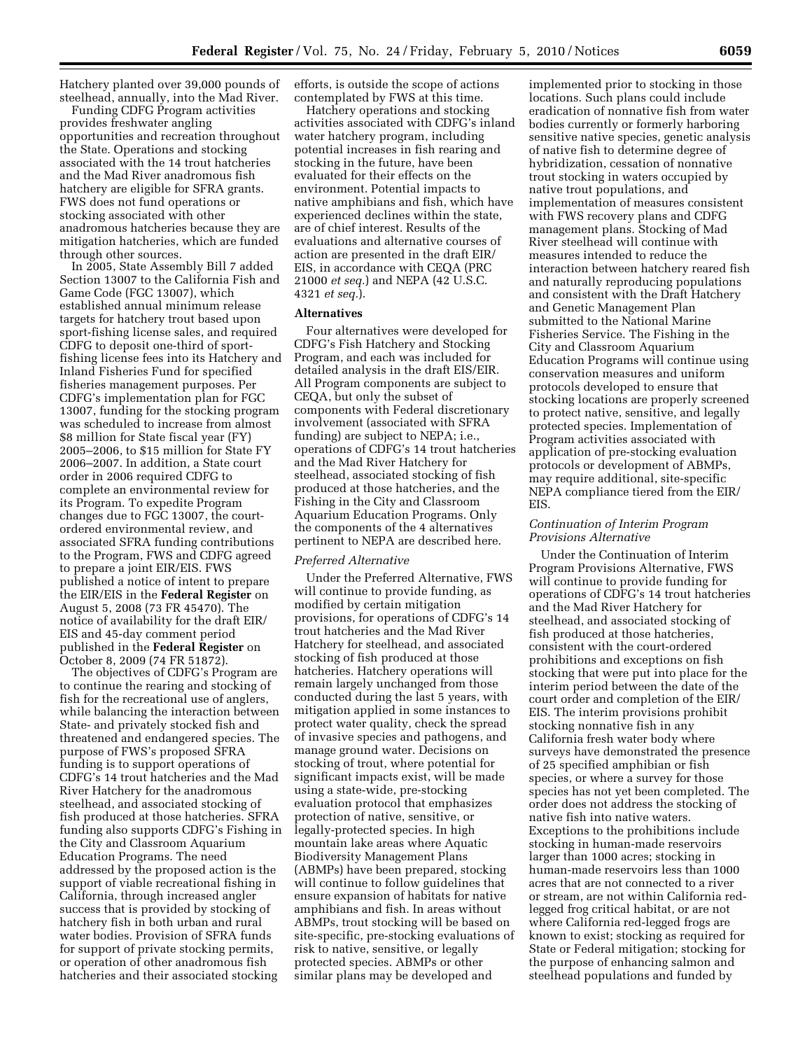Hatchery planted over 39,000 pounds of steelhead, annually, into the Mad River.

Funding CDFG Program activities provides freshwater angling opportunities and recreation throughout the State. Operations and stocking associated with the 14 trout hatcheries and the Mad River anadromous fish hatchery are eligible for SFRA grants. FWS does not fund operations or stocking associated with other anadromous hatcheries because they are mitigation hatcheries, which are funded through other sources.

In 2005, State Assembly Bill 7 added Section 13007 to the California Fish and Game Code (FGC 13007), which established annual minimum release targets for hatchery trout based upon sport-fishing license sales, and required CDFG to deposit one-third of sport-fishing license fees into its Hatchery and Inland Fisheries Fund for specified fisheries management purposes. Per CDFG's implementation plan for FGC 13007, funding for the stocking program was scheduled to increase from almost $8 million for State fiscal year (FY) 2005–2006, to $15 million for State FY 2006–2007. In addition, a State court order in 2006 required CDFG to complete an environmental review for its Program. To expedite Program changes due to FGC 13007, the court-ordered environmental review, and associated SFRA funding contributions to the Program, FWS and CDFG agreed to prepare a joint EIR/EIS. FWS published a notice of intent to prepare the EIR/EIS in the **Federal Register** on August 5, 2008 (73 FR 45470). The notice of availability for the draft EIR/EIS and 45-day comment period published in the **Federal Register** on October 8, 2009 (74 FR 51872).

The objectives of CDFG's Program are to continue the rearing and stocking of fish for the recreational use of anglers, while balancing the interaction between State- and privately stocked fish and threatened and endangered species. The purpose of FWS's proposed SFRA funding is to support operations of CDFG's 14 trout hatcheries and the Mad River Hatchery for the anadromous steelhead, and associated stocking of fish produced at those hatcheries. SFRA funding also supports CDFG's Fishing in the City and Classroom Aquarium Education Programs. The need addressed by the proposed action is the support of viable recreational fishing in California, through increased angler success that is provided by stocking of hatchery fish in both urban and rural water bodies. Provision of SFRA funds for support of private stocking permits, or operation of other anadromous fish hatcheries and their associated stocking efforts, is outside the scope of actions contemplated by FWS at this time.

Hatchery operations and stocking activities associated with CDFG's inland water hatchery program, including potential increases in fish rearing and stocking in the future, have been evaluated for their effects on the environment. Potential impacts to native amphibians and fish, which have experienced declines within the state, are of chief interest. Results of the evaluations and alternative courses of action are presented in the draft EIR/EIS, in accordance with CEQA (PRC 21000 *et seq.*) and NEPA (42 U.S.C. 4321 *et seq.*).

## Alternatives

Four alternatives were developed for CDFG's Fish Hatchery and Stocking Program, and each was included for detailed analysis in the draft EIS/EIR. All Program components are subject to CEQA, but only the subset of components with Federal discretionary involvement (associated with SFRA funding) are subject to NEPA; i.e., operations of CDFG's 14 trout hatcheries and the Mad River Hatchery for steelhead, associated stocking of fish produced at those hatcheries, and the Fishing in the City and Classroom Aquarium Education Programs. Only the components of the 4 alternatives pertinent to NEPA are described here.

### *Preferred Alternative*

Under the Preferred Alternative, FWS will continue to provide funding, as modified by certain mitigation provisions, for operations of CDFG's 14 trout hatcheries and the Mad River Hatchery for steelhead, and associated stocking of fish produced at those hatcheries. Hatchery operations will remain largely unchanged from those conducted during the last 5 years, with mitigation applied in some instances to protect water quality, check the spread of invasive species and pathogens, and manage ground water. Decisions on stocking of trout, where potential for significant impacts exist, will be made using a state-wide, pre-stocking evaluation protocol that emphasizes protection of native, sensitive, or legally-protected species. In high mountain lake areas where Aquatic Biodiversity Management Plans (ABMPs) have been prepared, stocking will continue to follow guidelines that ensure expansion of habitats for native amphibians and fish. In areas without ABMPs, trout stocking will be based on site-specific, pre-stocking evaluations of risk to native, sensitive, or legally protected species. ABMPs or other similar plans may be developed and implemented prior to stocking in those locations. Such plans could include eradication of nonnative fish from water bodies currently or formerly harboring sensitive native species, genetic analysis of native fish to determine degree of hybridization, cessation of nonnative trout stocking in waters occupied by native trout populations, and implementation of measures consistent with FWS recovery plans and CDFG management plans. Stocking of Mad River steelhead will continue with measures intended to reduce the interaction between hatchery reared fish and naturally reproducing populations and consistent with the Draft Hatchery and Genetic Management Plan submitted to the National Marine Fisheries Service. The Fishing in the City and Classroom Aquarium Education Programs will continue using conservation measures and uniform protocols developed to ensure that stocking locations are properly screened to protect native, sensitive, and legally protected species. Implementation of Program activities associated with application of pre-stocking evaluation protocols or development of ABMPs, may require additional, site-specific NEPA compliance tiered from the EIR/EIS.

### *Continuation of Interim Program Provisions Alternative*

Under the Continuation of Interim Program Provisions Alternative, FWS will continue to provide funding for operations of CDFG's 14 trout hatcheries and the Mad River Hatchery for steelhead, and associated stocking of fish produced at those hatcheries, consistent with the court-ordered prohibitions and exceptions on fish stocking that were put into place for the interim period between the date of the court order and completion of the EIR/EIS. The interim provisions prohibit stocking nonnative fish in any California fresh water body where surveys have demonstrated the presence of 25 specified amphibian or fish species, or where a survey for those species has not yet been completed. The order does not address the stocking of native fish into native waters. Exceptions to the prohibitions include stocking in human-made reservoirs larger than 1000 acres; stocking in human-made reservoirs less than 1000 acres that are not connected to a river or stream, are not within California red-legged frog critical habitat, or are not where California red-legged frogs are known to exist; stocking as required for State or Federal mitigation; stocking for the purpose of enhancing salmon and steelhead populations and funded by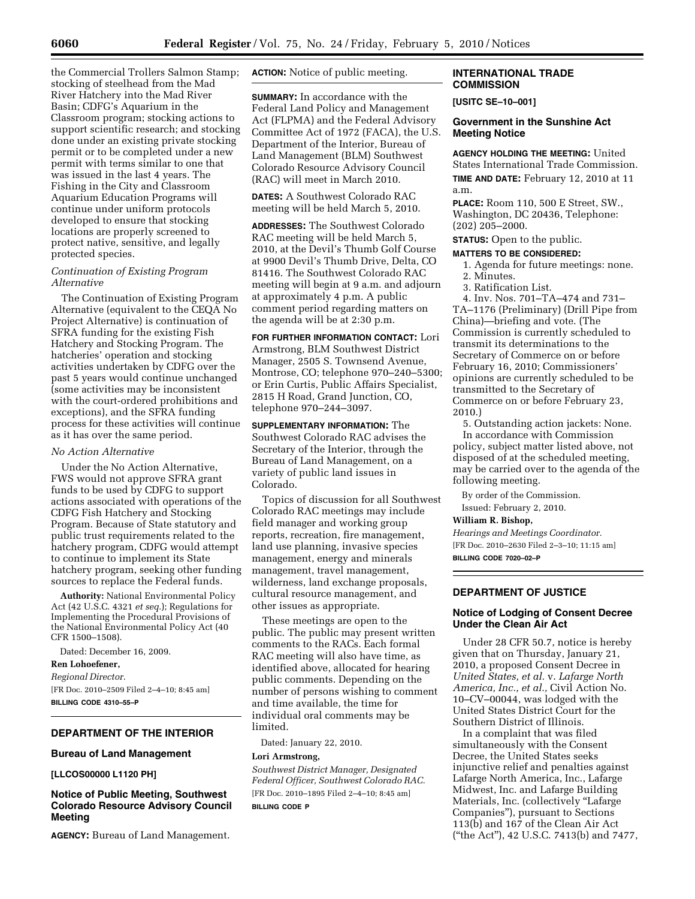the Commercial Trollers Salmon Stamp; stocking of steelhead from the Mad River Hatchery into the Mad River Basin; CDFG's Aquarium in the Classroom program; stocking actions to support scientific research; and stocking done under an existing private stocking permit or to be completed under a new permit with terms similar to one that was issued in the last 4 years. The Fishing in the City and Classroom Aquarium Education Programs will continue under uniform protocols developed to ensure that stocking locations are properly screened to protect native, sensitive, and legally protected species.

*Continuation of Existing Program Alternative*

The Continuation of Existing Program Alternative (equivalent to the CEQA No Project Alternative) is continuation of SFRA funding for the existing Fish Hatchery and Stocking Program. The hatcheries' operation and stocking activities undertaken by CDFG over the past 5 years would continue unchanged (some activities may be inconsistent with the court-ordered prohibitions and exceptions), and the SFRA funding process for these activities will continue as it has over the same period.

*No Action Alternative*

Under the No Action Alternative, FWS would not approve SFRA grant funds to be used by CDFG to support actions associated with operations of the CDFG Fish Hatchery and Stocking Program. Because of State statutory and public trust requirements related to the hatchery program, CDFG would attempt to continue to implement its State hatchery program, seeking other funding sources to replace the Federal funds.

**Authority:** National Environmental Policy Act (42 U.S.C. 4321 *et seq.*); Regulations for Implementing the Procedural Provisions of the National Environmental Policy Act (40 CFR 1500–1508).

Dated: December 16, 2009.

**Ren Lohoefener,**

*Regional Director.*

[FR Doc. 2010–2509 Filed 2–4–10; 8:45 am]

**BILLING CODE 4310–55–P**

---

## DEPARTMENT OF THE INTERIOR

### Bureau of Land Management

**[LLCOS00000 L1120 PH]**

### Notice of Public Meeting, Southwest Colorado Resource Advisory Council Meeting

**AGENCY:** Bureau of Land Management.

**ACTION:** Notice of public meeting.

**SUMMARY:** In accordance with the Federal Land Policy and Management Act (FLPMA) and the Federal Advisory Committee Act of 1972 (FACA), the U.S. Department of the Interior, Bureau of Land Management (BLM) Southwest Colorado Resource Advisory Council (RAC) will meet in March 2010.

**DATES:** A Southwest Colorado RAC meeting will be held March 5, 2010.

**ADDRESSES:** The Southwest Colorado RAC meeting will be held March 5, 2010, at the Devil's Thumb Golf Course at 9900 Devil's Thumb Drive, Delta, CO 81416. The Southwest Colorado RAC meeting will begin at 9 a.m. and adjourn at approximately 4 p.m. A public comment period regarding matters on the agenda will be at 2:30 p.m.

**FOR FURTHER INFORMATION CONTACT:** Lori Armstrong, BLM Southwest District Manager, 2505 S. Townsend Avenue, Montrose, CO; telephone 970–240–5300; or Erin Curtis, Public Affairs Specialist, 2815 H Road, Grand Junction, CO, telephone 970–244–3097.

**SUPPLEMENTARY INFORMATION:** The Southwest Colorado RAC advises the Secretary of the Interior, through the Bureau of Land Management, on a variety of public land issues in Colorado.

Topics of discussion for all Southwest Colorado RAC meetings may include field manager and working group reports, recreation, fire management, land use planning, invasive species management, energy and minerals management, travel management, wilderness, land exchange proposals, cultural resource management, and other issues as appropriate.

These meetings are open to the public. The public may present written comments to the RACs. Each formal RAC meeting will also have time, as identified above, allocated for hearing public comments. Depending on the number of persons wishing to comment and time available, the time for individual oral comments may be limited.

Dated: January 22, 2010.

**Lori Armstrong,**

*Southwest District Manager, Designated Federal Officer, Southwest Colorado RAC.*

[FR Doc. 2010–1895 Filed 2–4–10; 8:45 am]

**BILLING CODE P**

---

## INTERNATIONAL TRADE COMMISSION

**[USITC SE–10–001]**

### Government in the Sunshine Act Meeting Notice

**AGENCY HOLDING THE MEETING:** United States International Trade Commission.

**TIME AND DATE:** February 12, 2010 at 11 a.m.

**PLACE:** Room 110, 500 E Street, SW., Washington, DC 20436, Telephone: (202) 205–2000.

**STATUS:** Open to the public.

**MATTERS TO BE CONSIDERED:**

1. Agenda for future meetings: none.
2. Minutes.
3. Ratification List.
4. Inv. Nos. 701–TA–474 and 731–TA–1176 (Preliminary) (Drill Pipe from China)—briefing and vote. (The Commission is currently scheduled to transmit its determinations to the Secretary of Commerce on or before February 16, 2010; Commissioners' opinions are currently scheduled to be transmitted to the Secretary of Commerce on or before February 23, 2010.)
5. Outstanding action jackets: None.

In accordance with Commission policy, subject matter listed above, not disposed of at the scheduled meeting, may be carried over to the agenda of the following meeting.

By order of the Commission.

Issued: February 2, 2010.

**William R. Bishop,**

*Hearings and Meetings Coordinator.*

[FR Doc. 2010–2630 Filed 2–3–10; 11:15 am]

**BILLING CODE 7020–02–P**

---

## DEPARTMENT OF JUSTICE

### Notice of Lodging of Consent Decree Under the Clean Air Act

Under 28 CFR 50.7, notice is hereby given that on Thursday, January 21, 2010, a proposed Consent Decree in *United States, et al.* v. *Lafarge North America, Inc., et al.,* Civil Action No. 10–CV–00044, was lodged with the United States District Court for the Southern District of Illinois.

In a complaint that was filed simultaneously with the Consent Decree, the United States seeks injunctive relief and penalties against Lafarge North America, Inc., Lafarge Midwest, Inc. and Lafarge Building Materials, Inc. (collectively "Lafarge Companies"), pursuant to Sections 113(b) and 167 of the Clean Air Act ("the Act"), 42 U.S.C. 7413(b) and 7477,